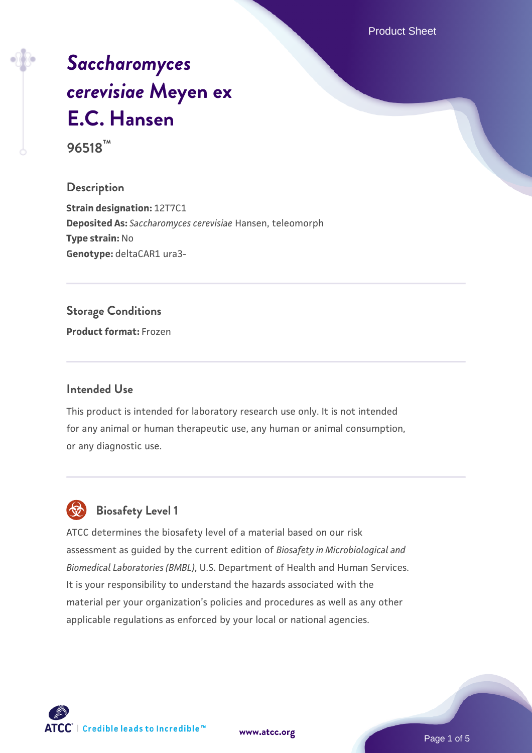# *Saccharomyces cerevisiae* Meyen ex E.C. Hansen

**96518™**

## Description

**Strain designation:** 12T7C1
**Deposited As:** *Saccharomyces cerevisiae* Hansen, teleomorph
**Type strain:** No
**Genotype:** deltaCAR1 ura3-

## Storage Conditions

**Product format:** Frozen

## Intended Use

This product is intended for laboratory research use only. It is not intended for any animal or human therapeutic use, any human or animal consumption, or any diagnostic use.

## Biosafety Level 1

ATCC determines the biosafety level of a material based on our risk assessment as guided by the current edition of *Biosafety in Microbiological and Biomedical Laboratories (BMBL)*, U.S. Department of Health and Human Services. It is your responsibility to understand the hazards associated with the material per your organization's policies and procedures as well as any other applicable regulations as enforced by your local or national agencies.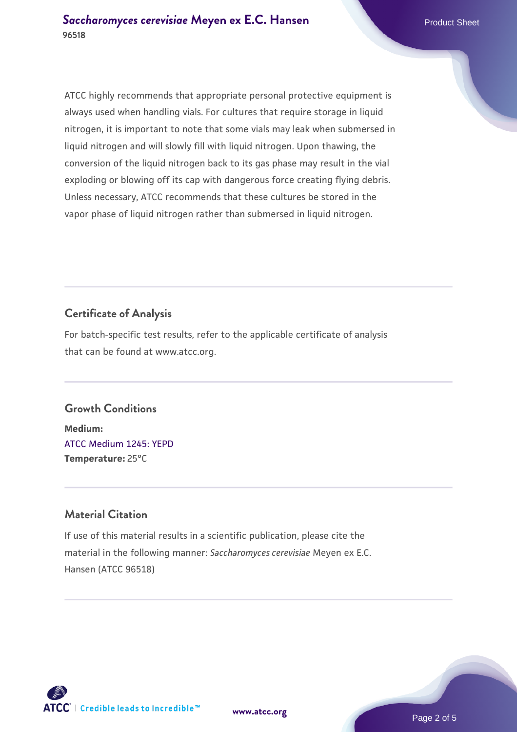ATCC highly recommends that appropriate personal protective equipment is always used when handling vials. For cultures that require storage in liquid nitrogen, it is important to note that some vials may leak when submersed in liquid nitrogen and will slowly fill with liquid nitrogen. Upon thawing, the conversion of the liquid nitrogen back to its gas phase may result in the vial exploding or blowing off its cap with dangerous force creating flying debris. Unless necessary, ATCC recommends that these cultures be stored in the vapor phase of liquid nitrogen rather than submersed in liquid nitrogen.

## Certificate of Analysis

For batch-specific test results, refer to the applicable certificate of analysis that can be found at www.atcc.org.

## Growth Conditions

**Medium:**
ATCC Medium 1245: YEPD
**Temperature:** 25°C

## Material Citation

If use of this material results in a scientific publication, please cite the material in the following manner: *Saccharomyces cerevisiae* Meyen ex E.C. Hansen (ATCC 96518)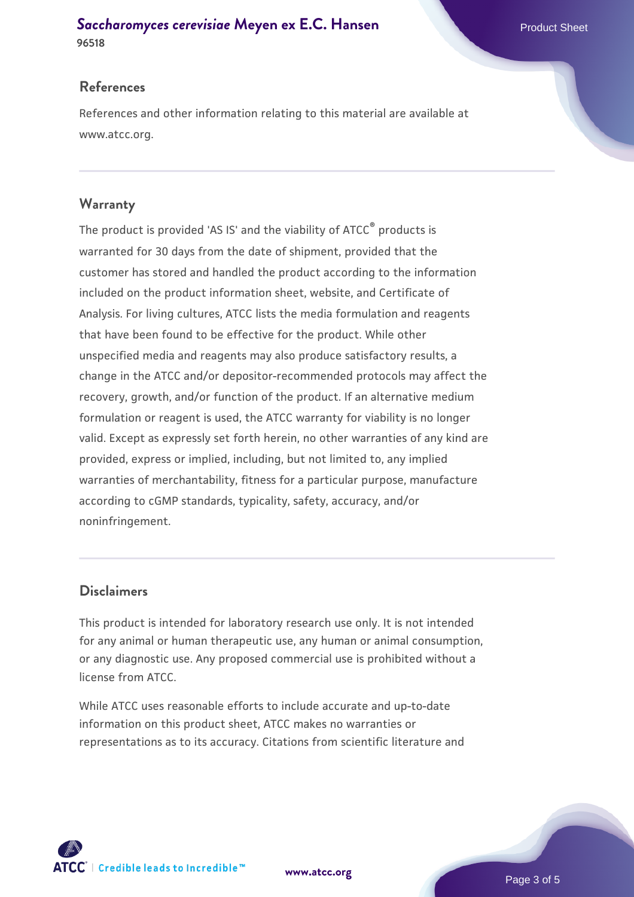## References

References and other information relating to this material are available at www.atcc.org.

## Warranty

The product is provided 'AS IS' and the viability of ATCC® products is warranted for 30 days from the date of shipment, provided that the customer has stored and handled the product according to the information included on the product information sheet, website, and Certificate of Analysis. For living cultures, ATCC lists the media formulation and reagents that have been found to be effective for the product. While other unspecified media and reagents may also produce satisfactory results, a change in the ATCC and/or depositor-recommended protocols may affect the recovery, growth, and/or function of the product. If an alternative medium formulation or reagent is used, the ATCC warranty for viability is no longer valid. Except as expressly set forth herein, no other warranties of any kind are provided, express or implied, including, but not limited to, any implied warranties of merchantability, fitness for a particular purpose, manufacture according to cGMP standards, typicality, safety, accuracy, and/or noninfringement.

## Disclaimers

This product is intended for laboratory research use only. It is not intended for any animal or human therapeutic use, any human or animal consumption, or any diagnostic use. Any proposed commercial use is prohibited without a license from ATCC.

While ATCC uses reasonable efforts to include accurate and up-to-date information on this product sheet, ATCC makes no warranties or representations as to its accuracy. Citations from scientific literature and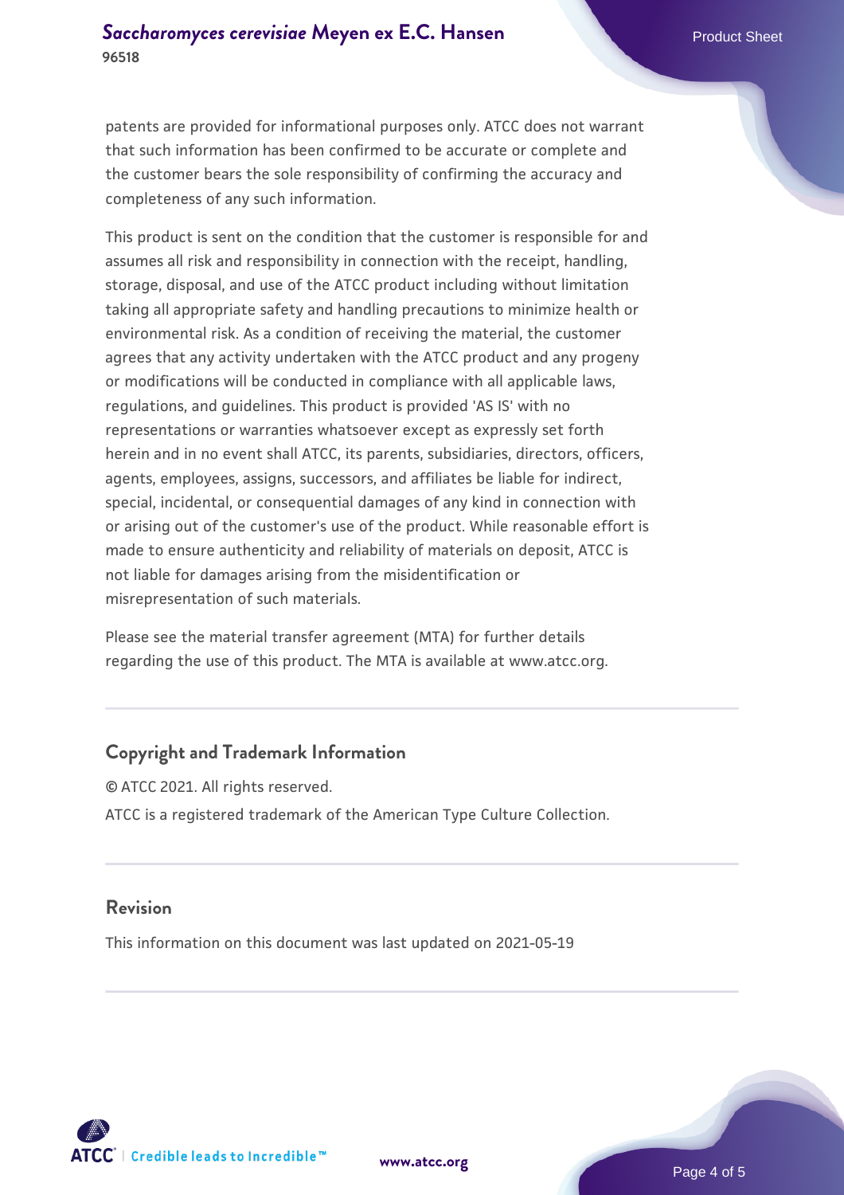patents are provided for informational purposes only. ATCC does not warrant that such information has been confirmed to be accurate or complete and the customer bears the sole responsibility of confirming the accuracy and completeness of any such information.

This product is sent on the condition that the customer is responsible for and assumes all risk and responsibility in connection with the receipt, handling, storage, disposal, and use of the ATCC product including without limitation taking all appropriate safety and handling precautions to minimize health or environmental risk. As a condition of receiving the material, the customer agrees that any activity undertaken with the ATCC product and any progeny or modifications will be conducted in compliance with all applicable laws, regulations, and guidelines. This product is provided 'AS IS' with no representations or warranties whatsoever except as expressly set forth herein and in no event shall ATCC, its parents, subsidiaries, directors, officers, agents, employees, assigns, successors, and affiliates be liable for indirect, special, incidental, or consequential damages of any kind in connection with or arising out of the customer's use of the product. While reasonable effort is made to ensure authenticity and reliability of materials on deposit, ATCC is not liable for damages arising from the misidentification or misrepresentation of such materials.

Please see the material transfer agreement (MTA) for further details regarding the use of this product. The MTA is available at www.atcc.org.

## Copyright and Trademark Information

© ATCC 2021. All rights reserved.

ATCC is a registered trademark of the American Type Culture Collection.

## Revision

This information on this document was last updated on 2021-05-19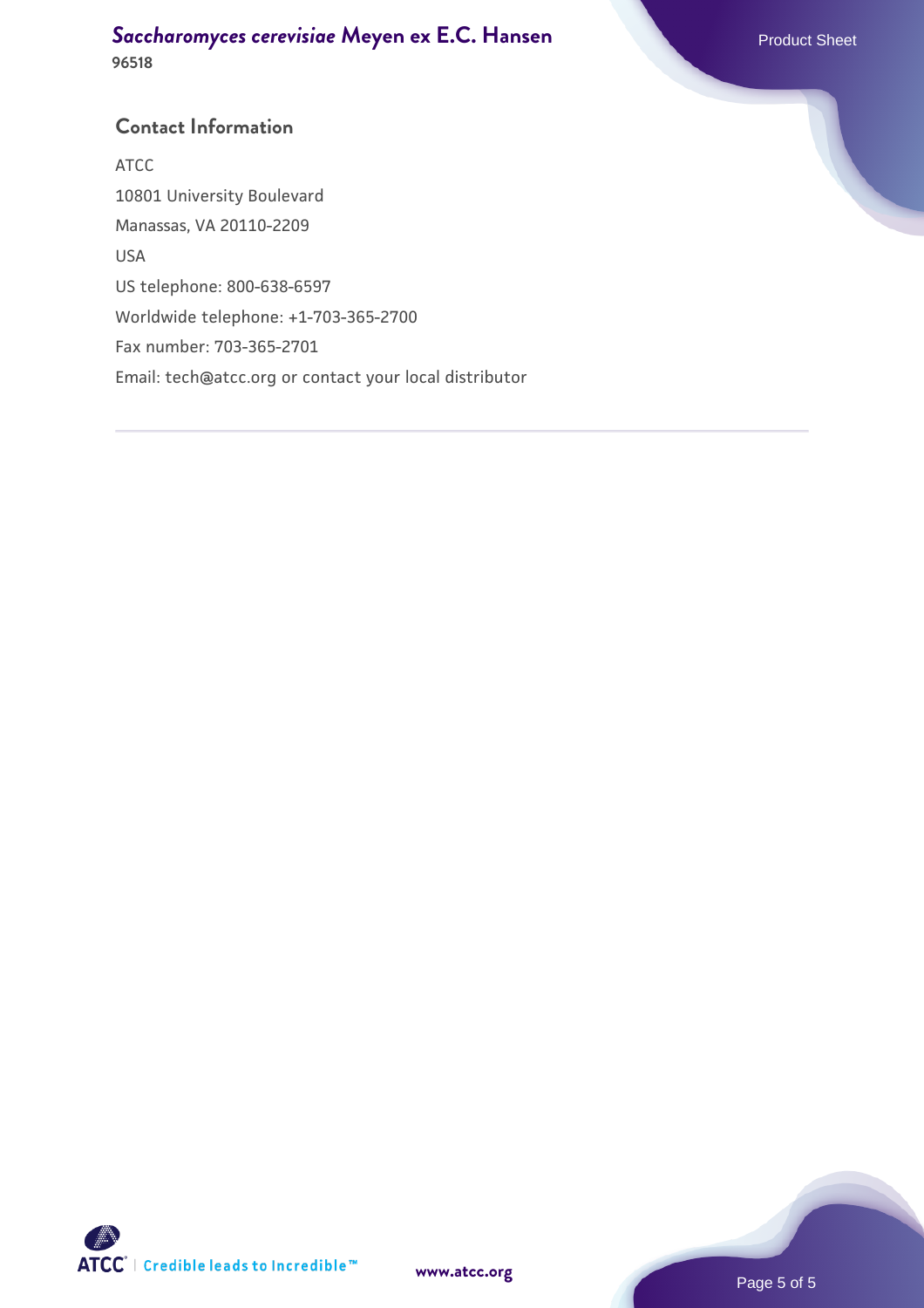## Contact Information

ATCC

10801 University Boulevard

Manassas, VA 20110-2209

USA

US telephone: 800-638-6597

Worldwide telephone: +1-703-365-2700

Fax number: 703-365-2701

Email: tech@atcc.org or contact your local distributor